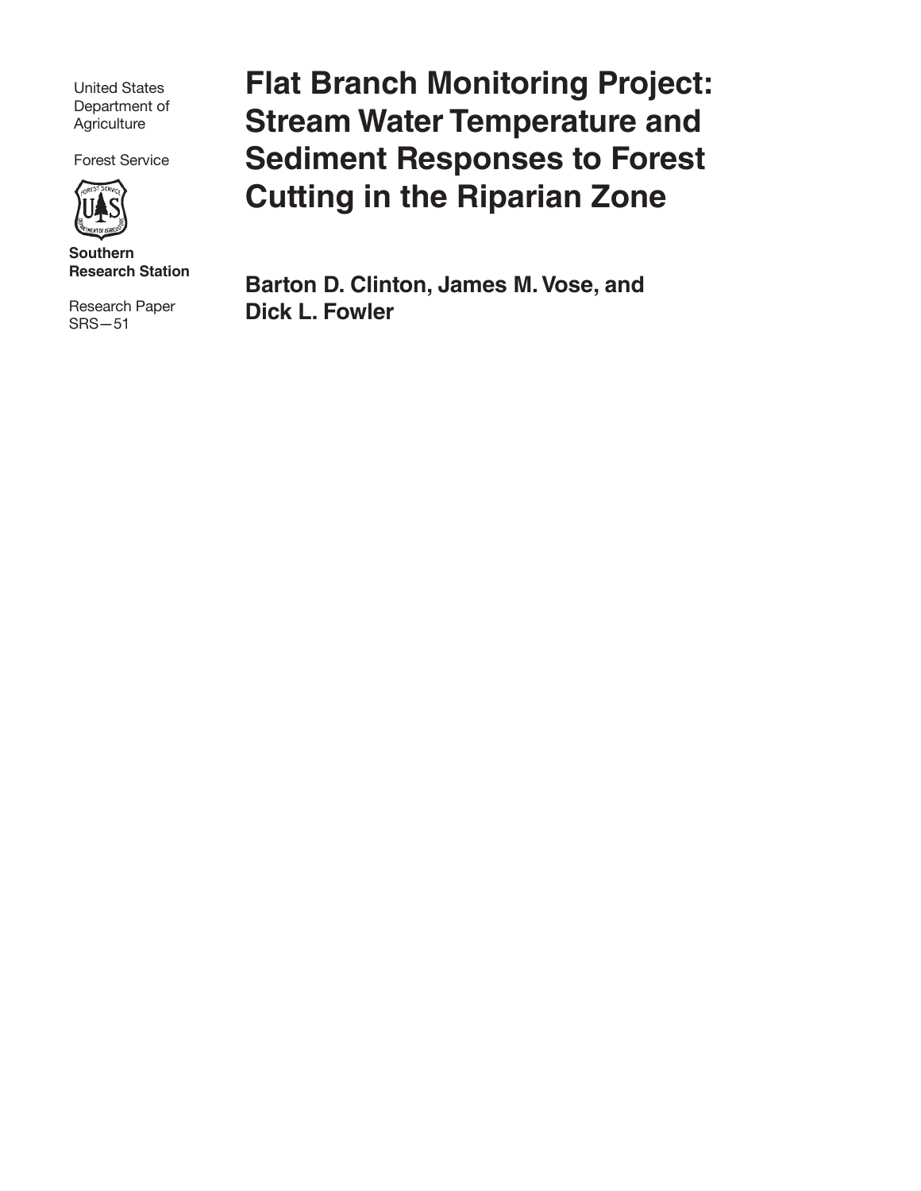United States Department of Agriculture

Forest Service

**Southern Research Station**

Research Paper SRS—51

# Flat Branch Monitoring Project: Stream Water Temperature and Sediment Responses to Forest Cutting in the Riparian Zone

**Barton D. Clinton, James M. Vose, and Dick L. Fowler**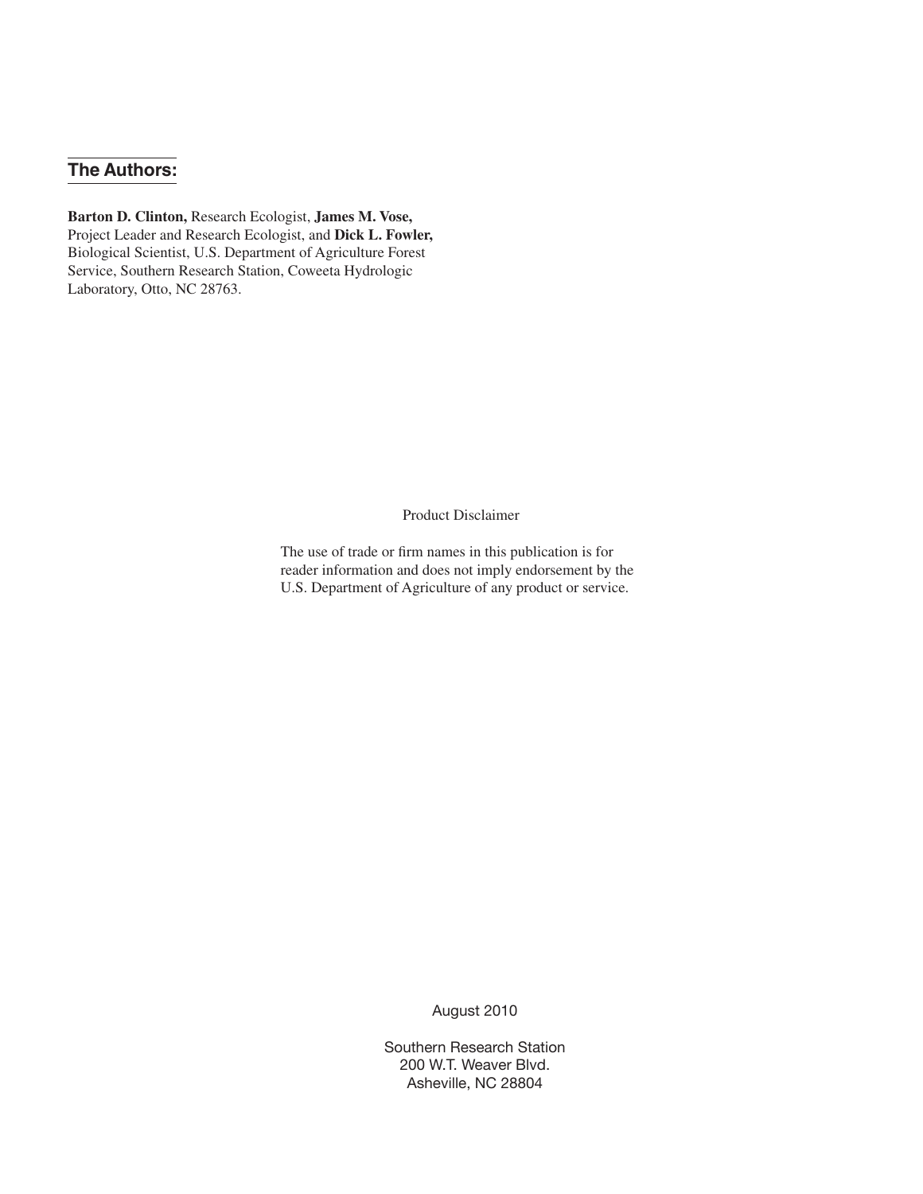## The Authors:

**Barton D. Clinton,** Research Ecologist, **James M. Vose,** Project Leader and Research Ecologist, and **Dick L. Fowler,** Biological Scientist, U.S. Department of Agriculture Forest Service, Southern Research Station, Coweeta Hydrologic Laboratory, Otto, NC 28763.

Product Disclaimer

The use of trade or firm names in this publication is for reader information and does not imply endorsement by the U.S. Department of Agriculture of any product or service.

August 2010

Southern Research Station
200 W.T. Weaver Blvd.
Asheville, NC 28804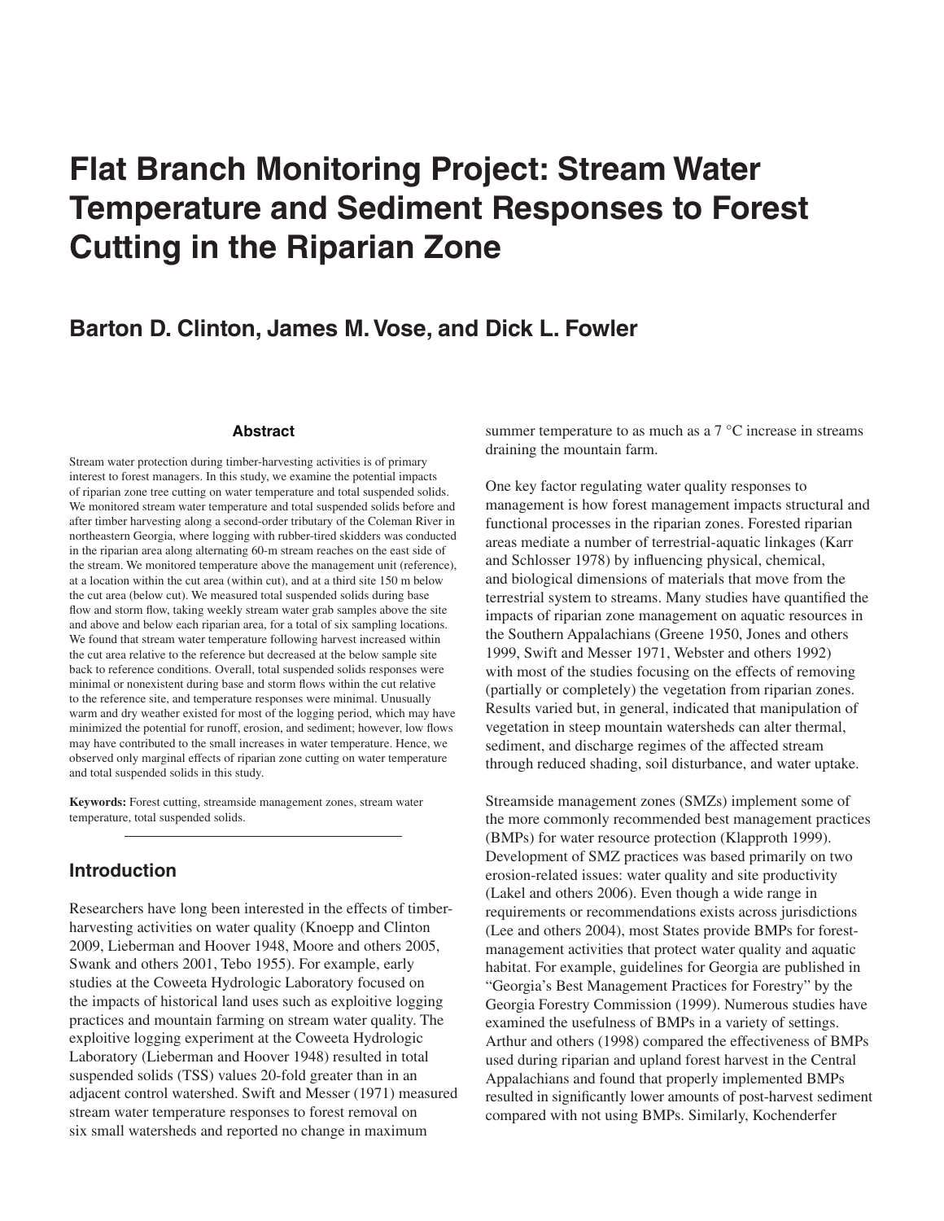# Flat Branch Monitoring Project: Stream Water Temperature and Sediment Responses to Forest Cutting in the Riparian Zone

## Barton D. Clinton, James M. Vose, and Dick L. Fowler

### Abstract

Stream water protection during timber-harvesting activities is of primary interest to forest managers. In this study, we examine the potential impacts of riparian zone tree cutting on water temperature and total suspended solids. We monitored stream water temperature and total suspended solids before and after timber harvesting along a second-order tributary of the Coleman River in northeastern Georgia, where logging with rubber-tired skidders was conducted in the riparian area along alternating 60-m stream reaches on the east side of the stream. We monitored temperature above the management unit (reference), at a location within the cut area (within cut), and at a third site 150 m below the cut area (below cut). We measured total suspended solids during base flow and storm flow, taking weekly stream water grab samples above the site and above and below each riparian area, for a total of six sampling locations. We found that stream water temperature following harvest increased within the cut area relative to the reference but decreased at the below sample site back to reference conditions. Overall, total suspended solids responses were minimal or nonexistent during base and storm flows within the cut relative to the reference site, and temperature responses were minimal. Unusually warm and dry weather existed for most of the logging period, which may have minimized the potential for runoff, erosion, and sediment; however, low flows may have contributed to the small increases in water temperature. Hence, we observed only marginal effects of riparian zone cutting on water temperature and total suspended solids in this study.

**Keywords:** Forest cutting, streamside management zones, stream water temperature, total suspended solids.

## Introduction

Researchers have long been interested in the effects of timber-harvesting activities on water quality (Knoepp and Clinton 2009, Lieberman and Hoover 1948, Moore and others 2005, Swank and others 2001, Tebo 1955). For example, early studies at the Coweeta Hydrologic Laboratory focused on the impacts of historical land uses such as exploitive logging practices and mountain farming on stream water quality. The exploitive logging experiment at the Coweeta Hydrologic Laboratory (Lieberman and Hoover 1948) resulted in total suspended solids (TSS) values 20-fold greater than in an adjacent control watershed. Swift and Messer (1971) measured stream water temperature responses to forest removal on six small watersheds and reported no change in maximum summer temperature to as much as a 7 °C increase in streams draining the mountain farm.

One key factor regulating water quality responses to management is how forest management impacts structural and functional processes in the riparian zones. Forested riparian areas mediate a number of terrestrial-aquatic linkages (Karr and Schlosser 1978) by influencing physical, chemical, and biological dimensions of materials that move from the terrestrial system to streams. Many studies have quantified the impacts of riparian zone management on aquatic resources in the Southern Appalachians (Greene 1950, Jones and others 1999, Swift and Messer 1971, Webster and others 1992) with most of the studies focusing on the effects of removing (partially or completely) the vegetation from riparian zones. Results varied but, in general, indicated that manipulation of vegetation in steep mountain watersheds can alter thermal, sediment, and discharge regimes of the affected stream through reduced shading, soil disturbance, and water uptake.

Streamside management zones (SMZs) implement some of the more commonly recommended best management practices (BMPs) for water resource protection (Klapproth 1999). Development of SMZ practices was based primarily on two erosion-related issues: water quality and site productivity (Lakel and others 2006). Even though a wide range in requirements or recommendations exists across jurisdictions (Lee and others 2004), most States provide BMPs for forest-management activities that protect water quality and aquatic habitat. For example, guidelines for Georgia are published in "Georgia's Best Management Practices for Forestry" by the Georgia Forestry Commission (1999). Numerous studies have examined the usefulness of BMPs in a variety of settings. Arthur and others (1998) compared the effectiveness of BMPs used during riparian and upland forest harvest in the Central Appalachians and found that properly implemented BMPs resulted in significantly lower amounts of post-harvest sediment compared with not using BMPs. Similarly, Kochenderfer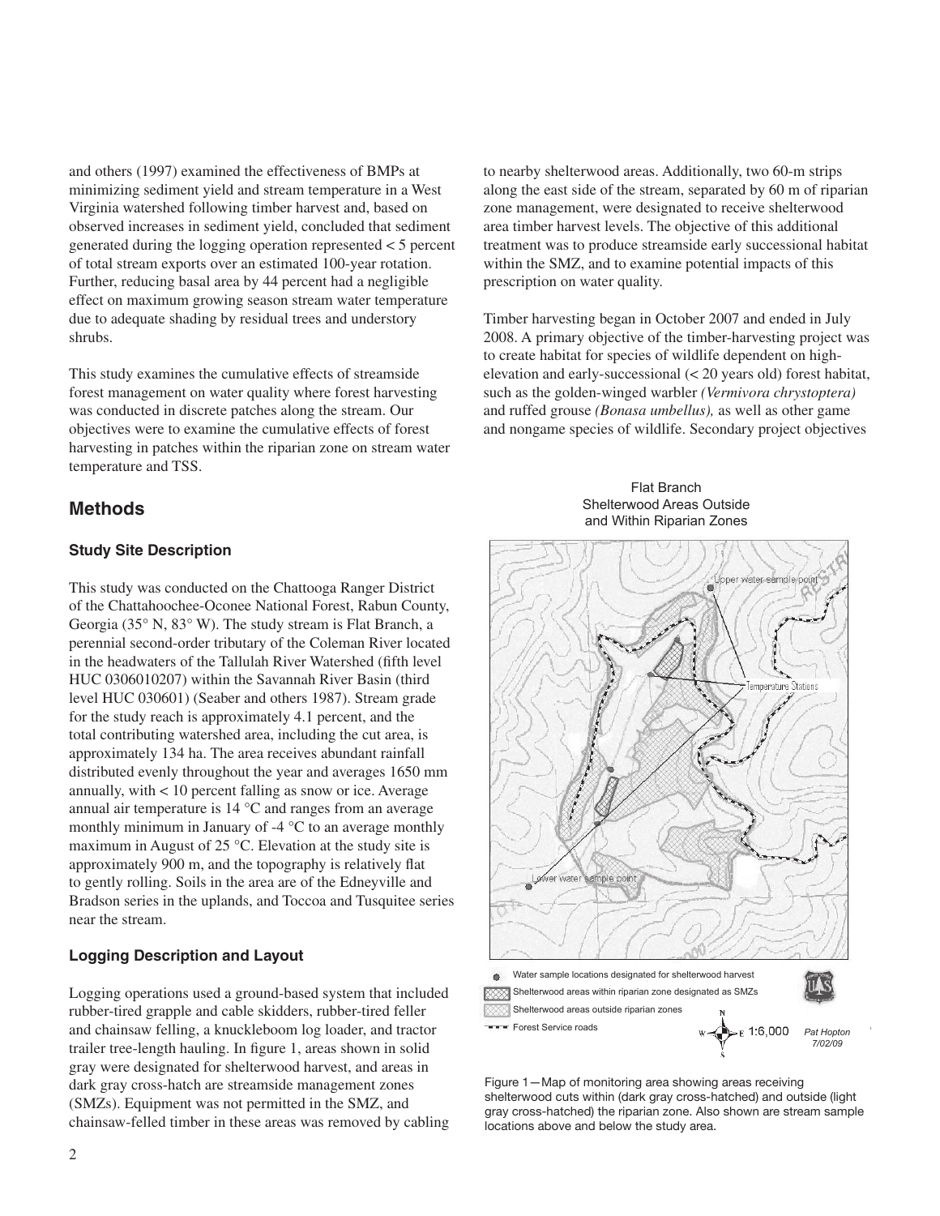and others (1997) examined the effectiveness of BMPs at minimizing sediment yield and stream temperature in a West Virginia watershed following timber harvest and, based on observed increases in sediment yield, concluded that sediment generated during the logging operation represented < 5 percent of total stream exports over an estimated 100-year rotation. Further, reducing basal area by 44 percent had a negligible effect on maximum growing season stream water temperature due to adequate shading by residual trees and understory shrubs.

This study examines the cumulative effects of streamside forest management on water quality where forest harvesting was conducted in discrete patches along the stream. Our objectives were to examine the cumulative effects of forest harvesting in patches within the riparian zone on stream water temperature and TSS.

## Methods

### Study Site Description

This study was conducted on the Chattooga Ranger District of the Chattahoochee-Oconee National Forest, Rabun County, Georgia (35° N, 83° W). The study stream is Flat Branch, a perennial second-order tributary of the Coleman River located in the headwaters of the Tallulah River Watershed (fifth level HUC 0306010207) within the Savannah River Basin (third level HUC 030601) (Seaber and others 1987). Stream grade for the study reach is approximately 4.1 percent, and the total contributing watershed area, including the cut area, is approximately 134 ha. The area receives abundant rainfall distributed evenly throughout the year and averages 1650 mm annually, with < 10 percent falling as snow or ice. Average annual air temperature is 14 °C and ranges from an average monthly minimum in January of -4 °C to an average monthly maximum in August of 25 °C. Elevation at the study site is approximately 900 m, and the topography is relatively flat to gently rolling. Soils in the area are of the Edneyville and Bradson series in the uplands, and Toccoa and Tusquitee series near the stream.

### Logging Description and Layout

Logging operations used a ground-based system that included rubber-tired grapple and cable skidders, rubber-tired feller and chainsaw felling, a knuckleboom log loader, and tractor trailer tree-length hauling. In figure 1, areas shown in solid gray were designated for shelterwood harvest, and areas in dark gray cross-hatch are streamside management zones (SMZs). Equipment was not permitted in the SMZ, and chainsaw-felled timber in these areas was removed by cabling to nearby shelterwood areas. Additionally, two 60-m strips along the east side of the stream, separated by 60 m of riparian zone management, were designated to receive shelterwood area timber harvest levels. The objective of this additional treatment was to produce streamside early successional habitat within the SMZ, and to examine potential impacts of this prescription on water quality.

Timber harvesting began in October 2007 and ended in July 2008. A primary objective of the timber-harvesting project was to create habitat for species of wildlife dependent on high-elevation and early-successional (< 20 years old) forest habitat, such as the golden-winged warbler *(Vermivora chrystoptera)* and ruffed grouse *(Bonasa umbellus),* as well as other game and nongame species of wildlife. Secondary project objectives

Flat Branch
Shelterwood Areas Outside and Within Riparian Zones

Upper water sample point

Temperature Stations

Lower water sample point

Water sample locations designated for shelterwood harvest

Shelterwood areas within riparian zone designated as SMZs

Shelterwood areas outside riparian zones

Forest Service roads

1:6,000

Pat Hopton 7/02/09

Figure 1—Map of monitoring area showing areas receiving shelterwood cuts within (dark gray cross-hatched) and outside (light gray cross-hatched) the riparian zone. Also shown are stream sample locations above and below the study area.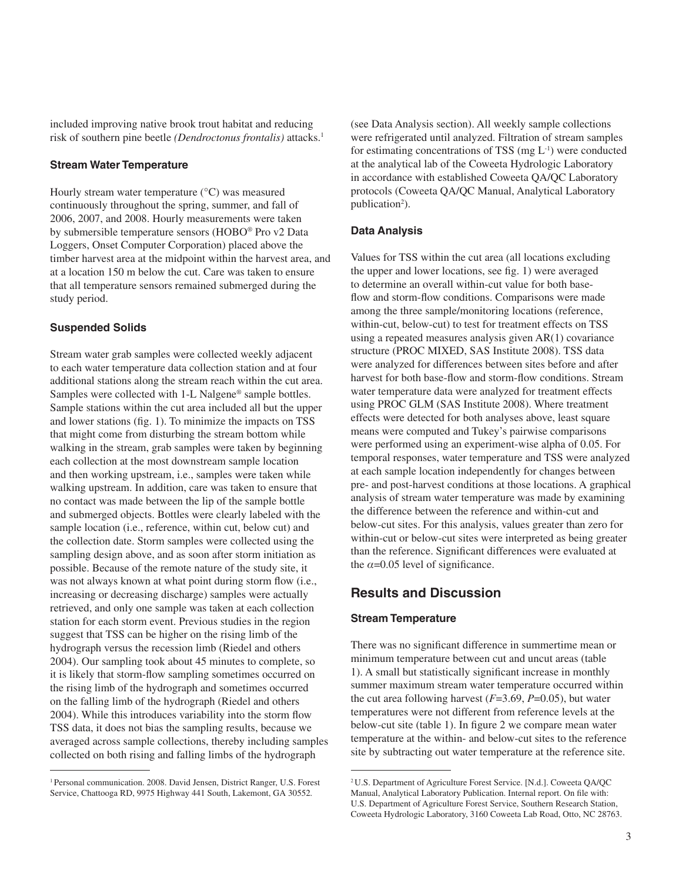included improving native brook trout habitat and reducing risk of southern pine beetle *(Dendroctonus frontalis)* attacks.[1]

### Stream Water Temperature

Hourly stream water temperature (°C) was measured continuously throughout the spring, summer, and fall of 2006, 2007, and 2008. Hourly measurements were taken by submersible temperature sensors (HOBO® Pro v2 Data Loggers, Onset Computer Corporation) placed above the timber harvest area at the midpoint within the harvest area, and at a location 150 m below the cut. Care was taken to ensure that all temperature sensors remained submerged during the study period.

### Suspended Solids

Stream water grab samples were collected weekly adjacent to each water temperature data collection station and at four additional stations along the stream reach within the cut area. Samples were collected with 1-L Nalgene® sample bottles. Sample stations within the cut area included all but the upper and lower stations (fig. 1). To minimize the impacts on TSS that might come from disturbing the stream bottom while walking in the stream, grab samples were taken by beginning each collection at the most downstream sample location and then working upstream, i.e., samples were taken while walking upstream. In addition, care was taken to ensure that no contact was made between the lip of the sample bottle and submerged objects. Bottles were clearly labeled with the sample location (i.e., reference, within cut, below cut) and the collection date. Storm samples were collected using the sampling design above, and as soon after storm initiation as possible. Because of the remote nature of the study site, it was not always known at what point during storm flow (i.e., increasing or decreasing discharge) samples were actually retrieved, and only one sample was taken at each collection station for each storm event. Previous studies in the region suggest that TSS can be higher on the rising limb of the hydrograph versus the recession limb (Riedel and others 2004). Our sampling took about 45 minutes to complete, so it is likely that storm-flow sampling sometimes occurred on the rising limb of the hydrograph and sometimes occurred on the falling limb of the hydrograph (Riedel and others 2004). While this introduces variability into the storm flow TSS data, it does not bias the sampling results, because we averaged across sample collections, thereby including samples collected on both rising and falling limbs of the hydrograph (see Data Analysis section). All weekly sample collections were refrigerated until analyzed. Filtration of stream samples for estimating concentrations of TSS (mg $L^{-1}$) were conducted at the analytical lab of the Coweeta Hydrologic Laboratory in accordance with established Coweeta QA/QC Laboratory protocols (Coweeta QA/QC Manual, Analytical Laboratory publication[2]).

### Data Analysis

Values for TSS within the cut area (all locations excluding the upper and lower locations, see fig. 1) were averaged to determine an overall within-cut value for both base-flow and storm-flow conditions. Comparisons were made among the three sample/monitoring locations (reference, within-cut, below-cut) to test for treatment effects on TSS using a repeated measures analysis given AR(1) covariance structure (PROC MIXED, SAS Institute 2008). TSS data were analyzed for differences between sites before and after harvest for both base-flow and storm-flow conditions. Stream water temperature data were analyzed for treatment effects using PROC GLM (SAS Institute 2008). Where treatment effects were detected for both analyses above, least square means were computed and Tukey's pairwise comparisons were performed using an experiment-wise alpha of 0.05. For temporal responses, water temperature and TSS were analyzed at each sample location independently for changes between pre- and post-harvest conditions at those locations. A graphical analysis of stream water temperature was made by examining the difference between the reference and within-cut and below-cut sites. For this analysis, values greater than zero for within-cut or below-cut sites were interpreted as being greater than the reference. Significant differences were evaluated at the $\alpha$=0.05 level of significance.

## Results and Discussion

### Stream Temperature

There was no significant difference in summertime mean or minimum temperature between cut and uncut areas (table 1). A small but statistically significant increase in monthly summer maximum stream water temperature occurred within the cut area following harvest ($F$=3.69, $P$=0.05), but water temperatures were not different from reference levels at the below-cut site (table 1). In figure 2 we compare mean water temperature at the within- and below-cut sites to the reference site by subtracting out water temperature at the reference site.

---

[1] Personal communication. 2008. David Jensen, District Ranger, U.S. Forest Service, Chattooga RD, 9975 Highway 441 South, Lakemont, GA 30552.

[2] U.S. Department of Agriculture Forest Service. [N.d.]. Coweeta QA/QC Manual, Analytical Laboratory Publication. Internal report. On file with: U.S. Department of Agriculture Forest Service, Southern Research Station, Coweeta Hydrologic Laboratory, 3160 Coweeta Lab Road, Otto, NC 28763.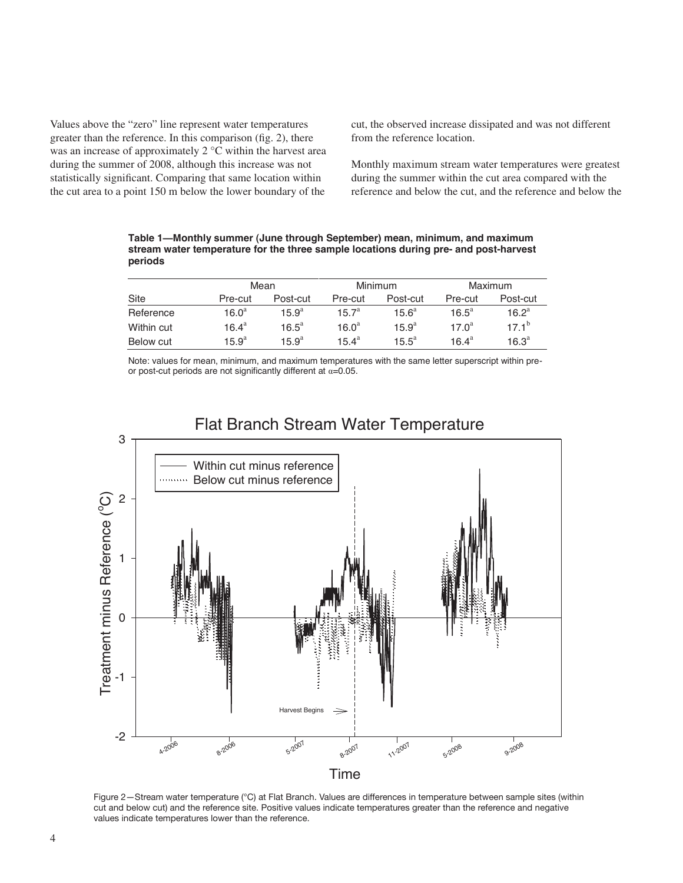Values above the "zero" line represent water temperatures greater than the reference. In this comparison (fig. 2), there was an increase of approximately 2 °C within the harvest area during the summer of 2008, although this increase was not statistically significant. Comparing that same location within the cut area to a point 150 m below the lower boundary of the cut, the observed increase dissipated and was not different from the reference location.

Monthly maximum stream water temperatures were greatest during the summer within the cut area compared with the reference and below the cut, and the reference and below the

**Table 1—Monthly summer (June through September) mean, minimum, and maximum stream water temperature for the three sample locations during pre- and post-harvest periods**

| | Mean | | Minimum | | Maximum | |
|---|---|---|---|---|---|---|
| Site | Pre-cut | Post-cut | Pre-cut | Post-cut | Pre-cut | Post-cut |
| Reference | 16.0[a] | 15.9[a] | 15.7[a] | 15.6[a] | 16.5[a] | 16.2[a] |
| Within cut | 16.4[a] | 16.5[a] | 16.0[a] | 15.9[a] | 17.0[a] | 17.1[b] |
| Below cut | 15.9[a] | 15.9[a] | 15.4[a] | 15.5[a] | 16.4[a] | 16.3[a] |

Note: values for mean, minimum, and maximum temperatures with the same letter superscript within pre- or post-cut periods are not significantly different at $\alpha$=0.05.

Figure 2—Stream water temperature (°C) at Flat Branch. Values are differences in temperature between sample sites (within cut and below cut) and the reference site. Positive values indicate temperatures greater than the reference and negative values indicate temperatures lower than the reference.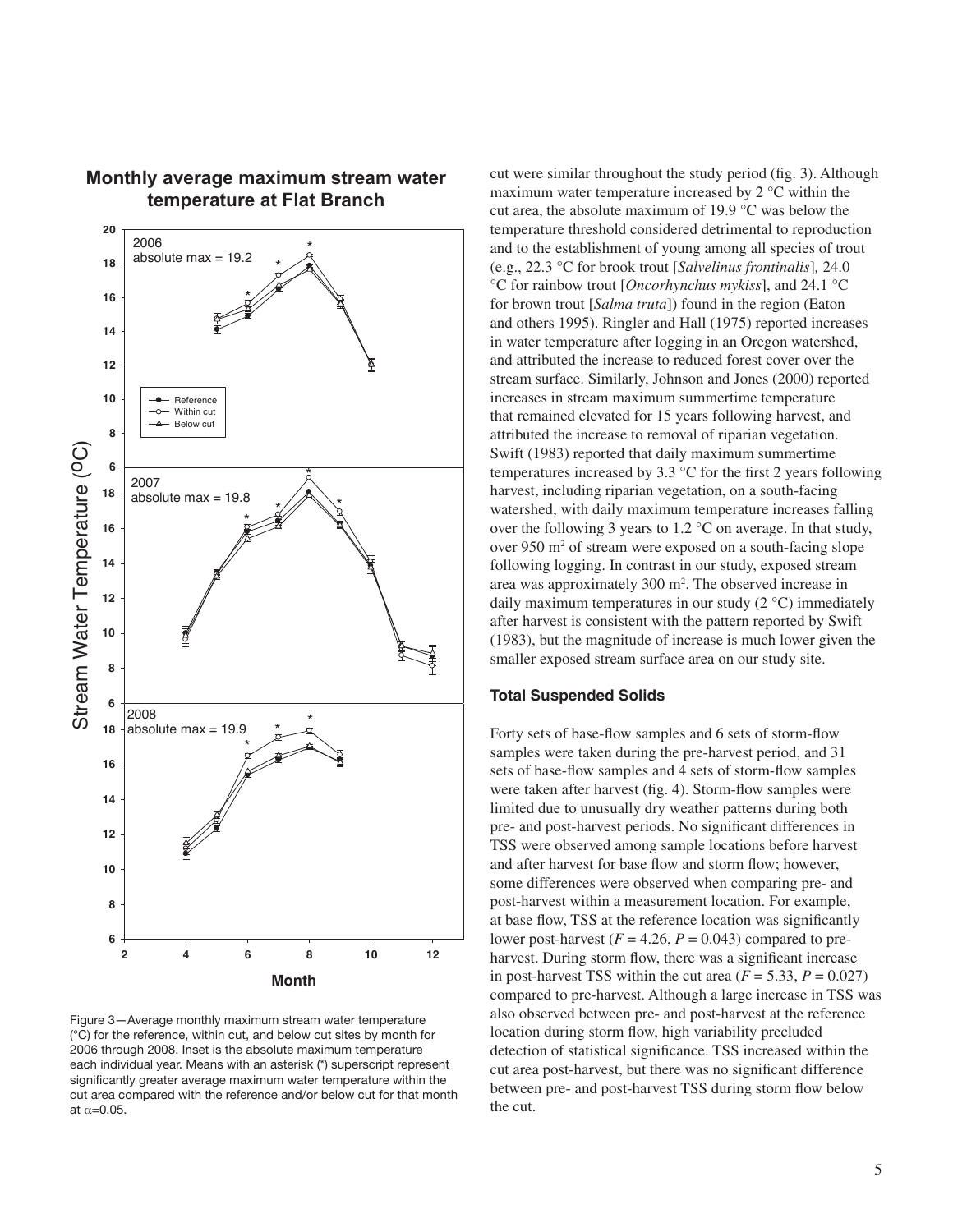**Monthly average maximum stream water temperature at Flat Branch**

Figure 3—Average monthly maximum stream water temperature (°C) for the reference, within cut, and below cut sites by month for 2006 through 2008. Inset is the absolute maximum temperature each individual year. Means with an asterisk (*) superscript represent significantly greater average maximum water temperature within the cut area compared with the reference and/or below cut for that month at $\alpha$=0.05.

cut were similar throughout the study period (fig. 3). Although maximum water temperature increased by 2 °C within the cut area, the absolute maximum of 19.9 °C was below the temperature threshold considered detrimental to reproduction and to the establishment of young among all species of trout (e.g., 22.3 °C for brook trout [*Salvelinus frontinalis*], 24.0 °C for rainbow trout [*Oncorhynchus mykiss*], and 24.1 °C for brown trout [*Salma truta*]) found in the region (Eaton and others 1995). Ringler and Hall (1975) reported increases in water temperature after logging in an Oregon watershed, and attributed the increase to reduced forest cover over the stream surface. Similarly, Johnson and Jones (2000) reported increases in stream maximum summertime temperature that remained elevated for 15 years following harvest, and attributed the increase to removal of riparian vegetation. Swift (1983) reported that daily maximum summertime temperatures increased by 3.3 °C for the first 2 years following harvest, including riparian vegetation, on a south-facing watershed, with daily maximum temperature increases falling over the following 3 years to 1.2 °C on average. In that study, over 950 $m^2$ of stream were exposed on a south-facing slope following logging. In contrast in our study, exposed stream area was approximately 300 $m^2$. The observed increase in daily maximum temperatures in our study (2 °C) immediately after harvest is consistent with the pattern reported by Swift (1983), but the magnitude of increase is much lower given the smaller exposed stream surface area on our study site.

### Total Suspended Solids

Forty sets of base-flow samples and 6 sets of storm-flow samples were taken during the pre-harvest period, and 31 sets of base-flow samples and 4 sets of storm-flow samples were taken after harvest (fig. 4). Storm-flow samples were limited due to unusually dry weather patterns during both pre- and post-harvest periods. No significant differences in TSS were observed among sample locations before harvest and after harvest for base flow and storm flow; however, some differences were observed when comparing pre- and post-harvest within a measurement location. For example, at base flow, TSS at the reference location was significantly lower post-harvest ($F = 4.26$, $P = 0.043$) compared to pre-harvest. During storm flow, there was a significant increase in post-harvest TSS within the cut area ($F = 5.33$, $P = 0.027$) compared to pre-harvest. Although a large increase in TSS was also observed between pre- and post-harvest at the reference location during storm flow, high variability precluded detection of statistical significance. TSS increased within the cut area post-harvest, but there was no significant difference between pre- and post-harvest TSS during storm flow below the cut.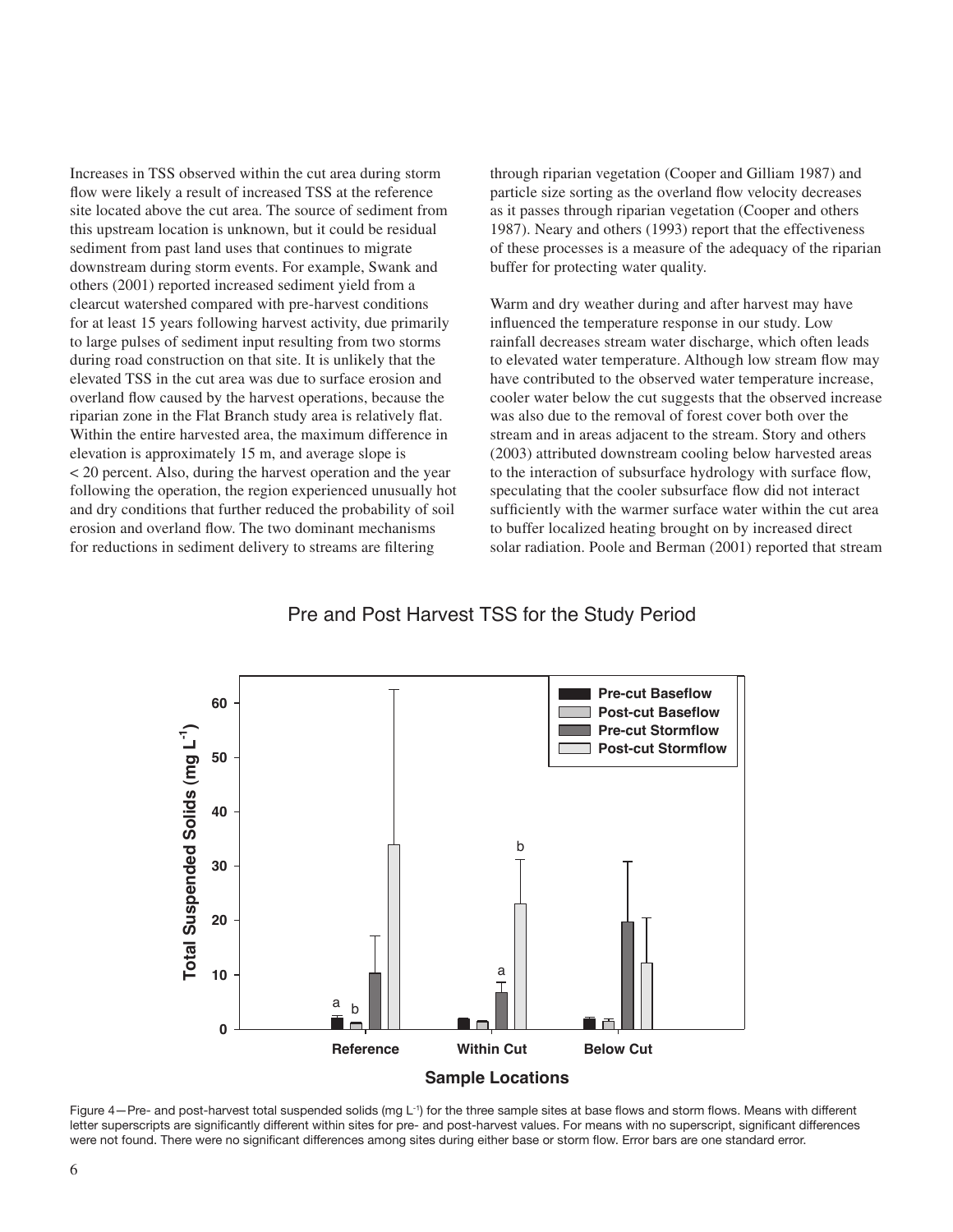Increases in TSS observed within the cut area during storm flow were likely a result of increased TSS at the reference site located above the cut area. The source of sediment from this upstream location is unknown, but it could be residual sediment from past land uses that continues to migrate downstream during storm events. For example, Swank and others (2001) reported increased sediment yield from a clearcut watershed compared with pre-harvest conditions for at least 15 years following harvest activity, due primarily to large pulses of sediment input resulting from two storms during road construction on that site. It is unlikely that the elevated TSS in the cut area was due to surface erosion and overland flow caused by the harvest operations, because the riparian zone in the Flat Branch study area is relatively flat. Within the entire harvested area, the maximum difference in elevation is approximately 15 m, and average slope is < 20 percent. Also, during the harvest operation and the year following the operation, the region experienced unusually hot and dry conditions that further reduced the probability of soil erosion and overland flow. The two dominant mechanisms for reductions in sediment delivery to streams are filtering through riparian vegetation (Cooper and Gilliam 1987) and particle size sorting as the overland flow velocity decreases as it passes through riparian vegetation (Cooper and others 1987). Neary and others (1993) report that the effectiveness of these processes is a measure of the adequacy of the riparian buffer for protecting water quality.

Warm and dry weather during and after harvest may have influenced the temperature response in our study. Low rainfall decreases stream water discharge, which often leads to elevated water temperature. Although low stream flow may have contributed to the observed water temperature increase, cooler water below the cut suggests that the observed increase was also due to the removal of forest cover both over the stream and in areas adjacent to the stream. Story and others (2003) attributed downstream cooling below harvested areas to the interaction of subsurface hydrology with surface flow, speculating that the cooler subsurface flow did not interact sufficiently with the warmer surface water within the cut area to buffer localized heating brought on by increased direct solar radiation. Poole and Berman (2001) reported that stream

Figure 4—Pre- and post-harvest total suspended solids (mg $L^{-1}$) for the three sample sites at base flows and storm flows. Means with different letter superscripts are significantly different within sites for pre- and post-harvest values. For means with no superscript, significant differences were not found. There were no significant differences among sites during either base or storm flow. Error bars are one standard error.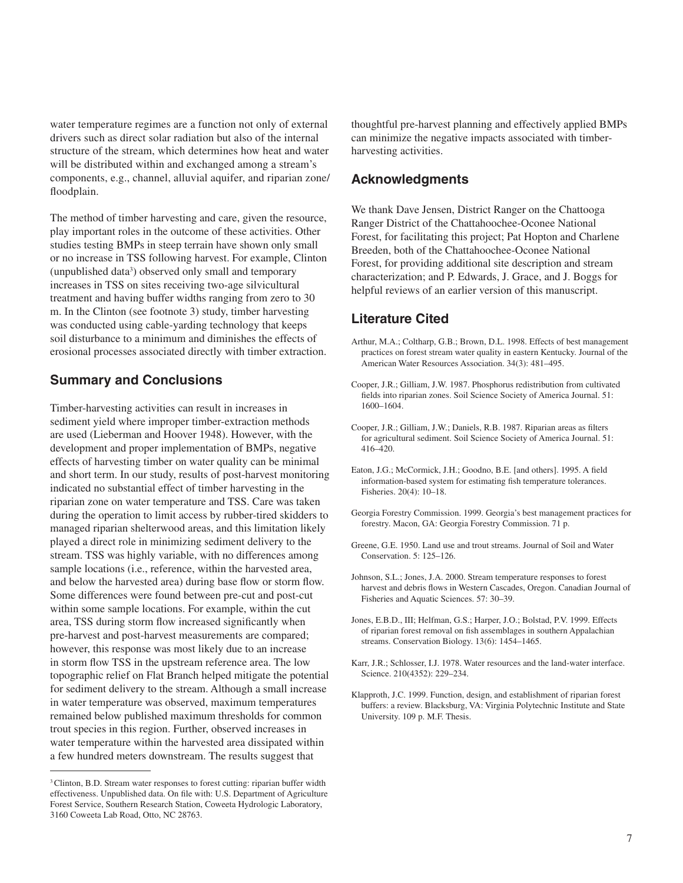water temperature regimes are a function not only of external drivers such as direct solar radiation but also of the internal structure of the stream, which determines how heat and water will be distributed within and exchanged among a stream's components, e.g., channel, alluvial aquifer, and riparian zone/floodplain.

The method of timber harvesting and care, given the resource, play important roles in the outcome of these activities. Other studies testing BMPs in steep terrain have shown only small or no increase in TSS following harvest. For example, Clinton (unpublished data[3]) observed only small and temporary increases in TSS on sites receiving two-age silvicultural treatment and having buffer widths ranging from zero to 30 m. In the Clinton (see footnote 3) study, timber harvesting was conducted using cable-yarding technology that keeps soil disturbance to a minimum and diminishes the effects of erosional processes associated directly with timber extraction.

## Summary and Conclusions

Timber-harvesting activities can result in increases in sediment yield where improper timber-extraction methods are used (Lieberman and Hoover 1948). However, with the development and proper implementation of BMPs, negative effects of harvesting timber on water quality can be minimal and short term. In our study, results of post-harvest monitoring indicated no substantial effect of timber harvesting in the riparian zone on water temperature and TSS. Care was taken during the operation to limit access by rubber-tired skidders to managed riparian shelterwood areas, and this limitation likely played a direct role in minimizing sediment delivery to the stream. TSS was highly variable, with no differences among sample locations (i.e., reference, within the harvested area, and below the harvested area) during base flow or storm flow. Some differences were found between pre-cut and post-cut within some sample locations. For example, within the cut area, TSS during storm flow increased significantly when pre-harvest and post-harvest measurements are compared; however, this response was most likely due to an increase in storm flow TSS in the upstream reference area. The low topographic relief on Flat Branch helped mitigate the potential for sediment delivery to the stream. Although a small increase in water temperature was observed, maximum temperatures remained below published maximum thresholds for common trout species in this region. Further, observed increases in water temperature within the harvested area dissipated within a few hundred meters downstream. The results suggest that thoughtful pre-harvest planning and effectively applied BMPs can minimize the negative impacts associated with timber-harvesting activities.

[3] Clinton, B.D. Stream water responses to forest cutting: riparian buffer width effectiveness. Unpublished data. On file with: U.S. Department of Agriculture Forest Service, Southern Research Station, Coweeta Hydrologic Laboratory, 3160 Coweeta Lab Road, Otto, NC 28763.

## Acknowledgments

We thank Dave Jensen, District Ranger on the Chattooga Ranger District of the Chattahoochee-Oconee National Forest, for facilitating this project; Pat Hopton and Charlene Breeden, both of the Chattahoochee-Oconee National Forest, for providing additional site description and stream characterization; and P. Edwards, J. Grace, and J. Boggs for helpful reviews of an earlier version of this manuscript.

## Literature Cited

Arthur, M.A.; Coltharp, G.B.; Brown, D.L. 1998. Effects of best management practices on forest stream water quality in eastern Kentucky. Journal of the American Water Resources Association. 34(3): 481–495.

Cooper, J.R.; Gilliam, J.W. 1987. Phosphorus redistribution from cultivated fields into riparian zones. Soil Science Society of America Journal. 51: 1600–1604.

Cooper, J.R.; Gilliam, J.W.; Daniels, R.B. 1987. Riparian areas as filters for agricultural sediment. Soil Science Society of America Journal. 51: 416–420.

Eaton, J.G.; McCormick, J.H.; Goodno, B.E. [and others]. 1995. A field information-based system for estimating fish temperature tolerances. Fisheries. 20(4): 10–18.

Georgia Forestry Commission. 1999. Georgia's best management practices for forestry. Macon, GA: Georgia Forestry Commission. 71 p.

Greene, G.E. 1950. Land use and trout streams. Journal of Soil and Water Conservation. 5: 125–126.

Johnson, S.L.; Jones, J.A. 2000. Stream temperature responses to forest harvest and debris flows in Western Cascades, Oregon. Canadian Journal of Fisheries and Aquatic Sciences. 57: 30–39.

Jones, E.B.D., III; Helfman, G.S.; Harper, J.O.; Bolstad, P.V. 1999. Effects of riparian forest removal on fish assemblages in southern Appalachian streams. Conservation Biology. 13(6): 1454–1465.

Karr, J.R.; Schlosser, I.J. 1978. Water resources and the land-water interface. Science. 210(4352): 229–234.

Klapproth, J.C. 1999. Function, design, and establishment of riparian forest buffers: a review. Blacksburg, VA: Virginia Polytechnic Institute and State University. 109 p. M.F. Thesis.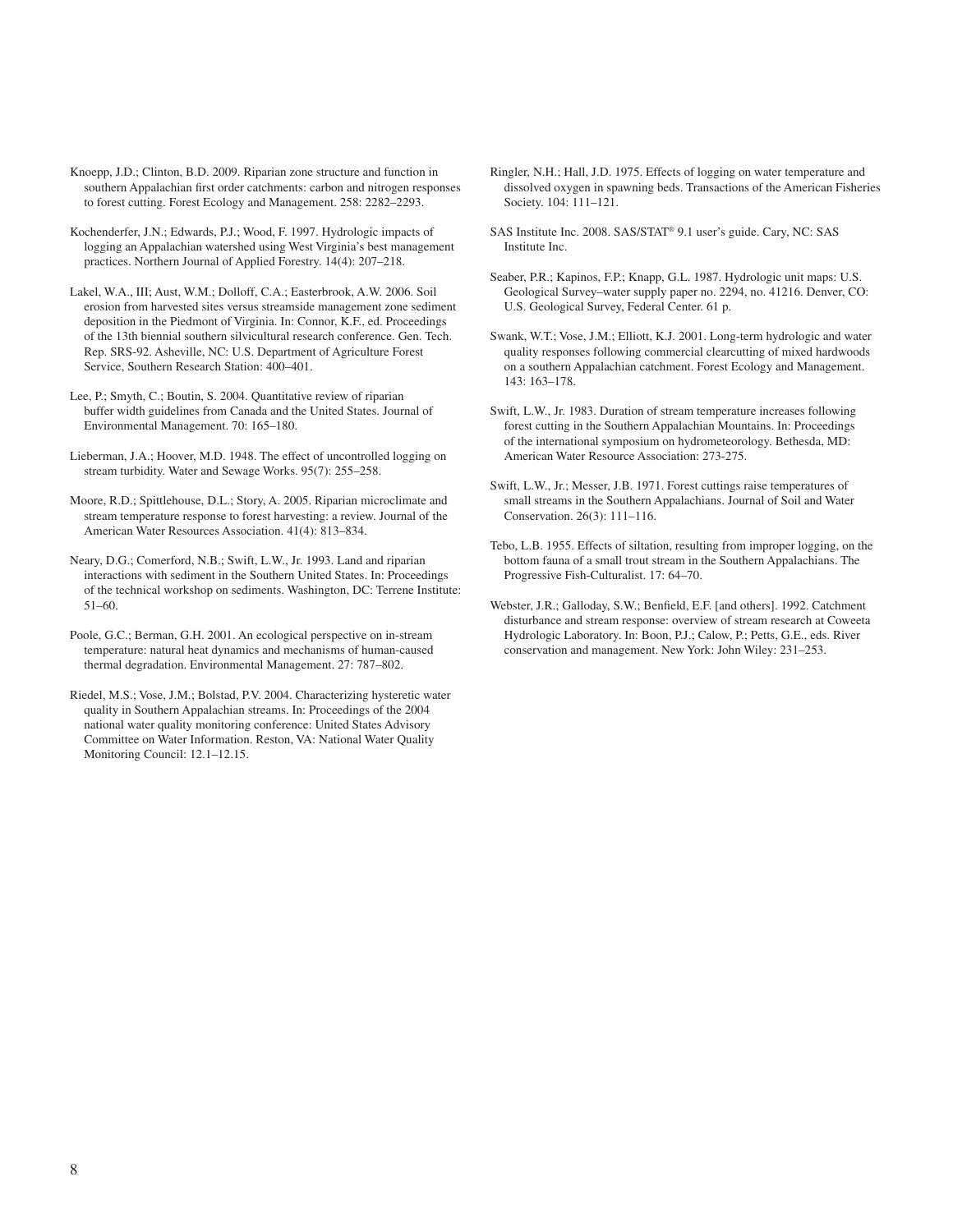Knoepp, J.D.; Clinton, B.D. 2009. Riparian zone structure and function in southern Appalachian first order catchments: carbon and nitrogen responses to forest cutting. Forest Ecology and Management. 258: 2282–2293.

Kochenderfer, J.N.; Edwards, P.J.; Wood, F. 1997. Hydrologic impacts of logging an Appalachian watershed using West Virginia's best management practices. Northern Journal of Applied Forestry. 14(4): 207–218.

Lakel, W.A., III; Aust, W.M.; Dolloff, C.A.; Easterbrook, A.W. 2006. Soil erosion from harvested sites versus streamside management zone sediment deposition in the Piedmont of Virginia. In: Connor, K.F., ed. Proceedings of the 13th biennial southern silvicultural research conference. Gen. Tech. Rep. SRS-92. Asheville, NC: U.S. Department of Agriculture Forest Service, Southern Research Station: 400–401.

Lee, P.; Smyth, C.; Boutin, S. 2004. Quantitative review of riparian buffer width guidelines from Canada and the United States. Journal of Environmental Management. 70: 165–180.

Lieberman, J.A.; Hoover, M.D. 1948. The effect of uncontrolled logging on stream turbidity. Water and Sewage Works. 95(7): 255–258.

Moore, R.D.; Spittlehouse, D.L.; Story, A. 2005. Riparian microclimate and stream temperature response to forest harvesting: a review. Journal of the American Water Resources Association. 41(4): 813–834.

Neary, D.G.; Comerford, N.B.; Swift, L.W., Jr. 1993. Land and riparian interactions with sediment in the Southern United States. In: Proceedings of the technical workshop on sediments. Washington, DC: Terrene Institute: 51–60.

Poole, G.C.; Berman, G.H. 2001. An ecological perspective on in-stream temperature: natural heat dynamics and mechanisms of human-caused thermal degradation. Environmental Management. 27: 787–802.

Riedel, M.S.; Vose, J.M.; Bolstad, P.V. 2004. Characterizing hysteretic water quality in Southern Appalachian streams. In: Proceedings of the 2004 national water quality monitoring conference: United States Advisory Committee on Water Information. Reston, VA: National Water Quality Monitoring Council: 12.1–12.15.

Ringler, N.H.; Hall, J.D. 1975. Effects of logging on water temperature and dissolved oxygen in spawning beds. Transactions of the American Fisheries Society. 104: 111–121.

SAS Institute Inc. 2008. SAS/STAT® 9.1 user's guide. Cary, NC: SAS Institute Inc.

Seaber, P.R.; Kapinos, F.P.; Knapp, G.L. 1987. Hydrologic unit maps: U.S. Geological Survey–water supply paper no. 2294, no. 41216. Denver, CO: U.S. Geological Survey, Federal Center. 61 p.

Swank, W.T.; Vose, J.M.; Elliott, K.J. 2001. Long-term hydrologic and water quality responses following commercial clearcutting of mixed hardwoods on a southern Appalachian catchment. Forest Ecology and Management. 143: 163–178.

Swift, L.W., Jr. 1983. Duration of stream temperature increases following forest cutting in the Southern Appalachian Mountains. In: Proceedings of the international symposium on hydrometeorology. Bethesda, MD: American Water Resource Association: 273-275.

Swift, L.W., Jr.; Messer, J.B. 1971. Forest cuttings raise temperatures of small streams in the Southern Appalachians. Journal of Soil and Water Conservation. 26(3): 111–116.

Tebo, L.B. 1955. Effects of siltation, resulting from improper logging, on the bottom fauna of a small trout stream in the Southern Appalachians. The Progressive Fish-Culturalist. 17: 64–70.

Webster, J.R.; Galloday, S.W.; Benfield, E.F. [and others]. 1992. Catchment disturbance and stream response: overview of stream research at Coweeta Hydrologic Laboratory. In: Boon, P.J.; Calow, P.; Petts, G.E., eds. River conservation and management. New York: John Wiley: 231–253.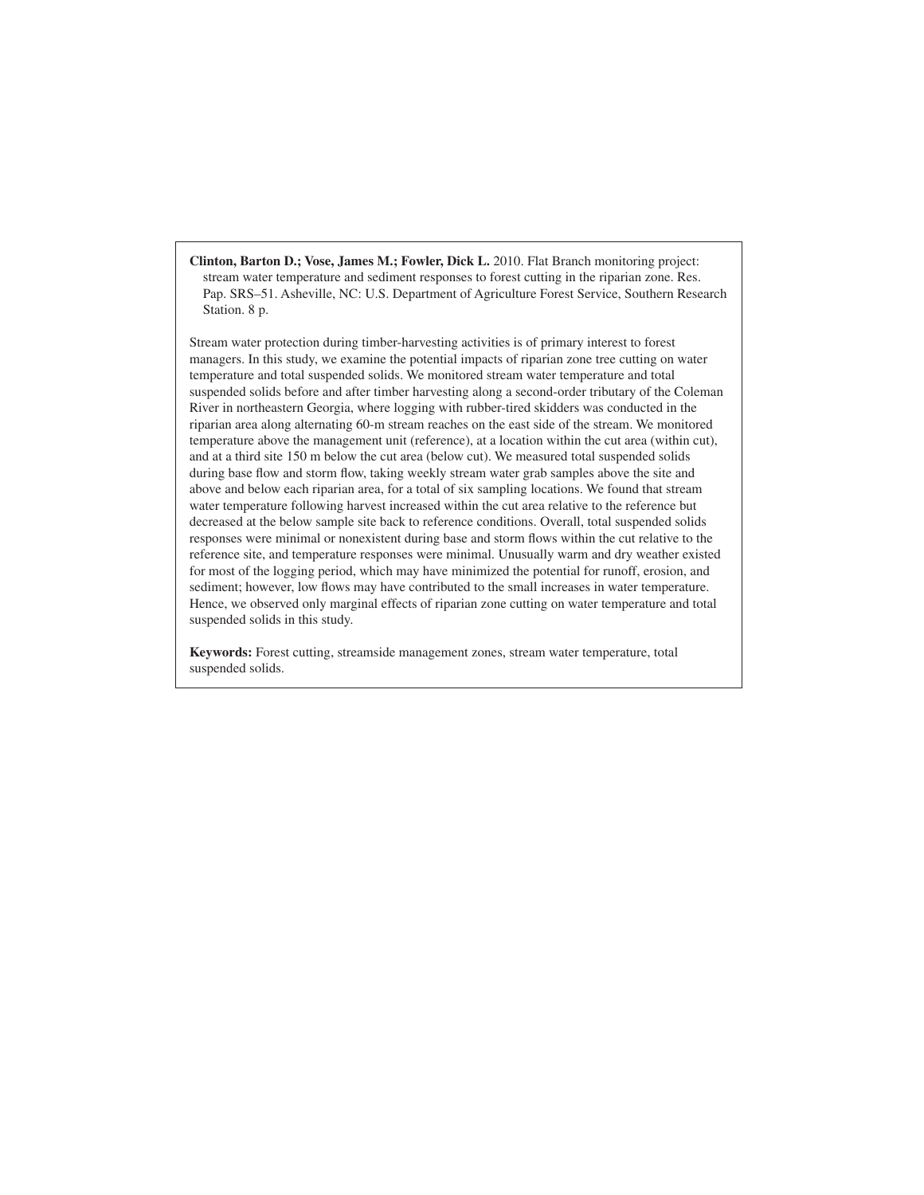**Clinton, Barton D.; Vose, James M.; Fowler, Dick L.** 2010. Flat Branch monitoring project: stream water temperature and sediment responses to forest cutting in the riparian zone. Res. Pap. SRS–51. Asheville, NC: U.S. Department of Agriculture Forest Service, Southern Research Station. 8 p.

Stream water protection during timber-harvesting activities is of primary interest to forest managers. In this study, we examine the potential impacts of riparian zone tree cutting on water temperature and total suspended solids. We monitored stream water temperature and total suspended solids before and after timber harvesting along a second-order tributary of the Coleman River in northeastern Georgia, where logging with rubber-tired skidders was conducted in the riparian area along alternating 60-m stream reaches on the east side of the stream. We monitored temperature above the management unit (reference), at a location within the cut area (within cut), and at a third site 150 m below the cut area (below cut). We measured total suspended solids during base flow and storm flow, taking weekly stream water grab samples above the site and above and below each riparian area, for a total of six sampling locations. We found that stream water temperature following harvest increased within the cut area relative to the reference but decreased at the below sample site back to reference conditions. Overall, total suspended solids responses were minimal or nonexistent during base and storm flows within the cut relative to the reference site, and temperature responses were minimal. Unusually warm and dry weather existed for most of the logging period, which may have minimized the potential for runoff, erosion, and sediment; however, low flows may have contributed to the small increases in water temperature. Hence, we observed only marginal effects of riparian zone cutting on water temperature and total suspended solids in this study.

**Keywords:** Forest cutting, streamside management zones, stream water temperature, total suspended solids.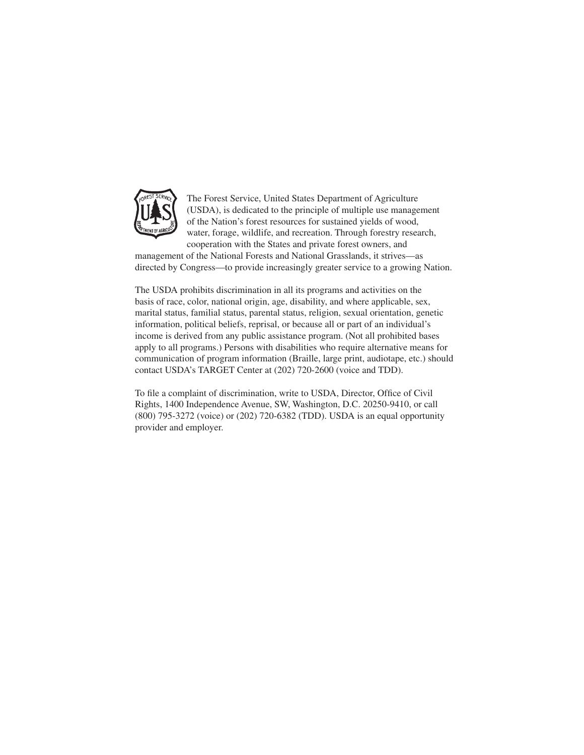The Forest Service, United States Department of Agriculture (USDA), is dedicated to the principle of multiple use management of the Nation's forest resources for sustained yields of wood, water, forage, wildlife, and recreation. Through forestry research, cooperation with the States and private forest owners, and management of the National Forests and National Grasslands, it strives—as directed by Congress—to provide increasingly greater service to a growing Nation.

The USDA prohibits discrimination in all its programs and activities on the basis of race, color, national origin, age, disability, and where applicable, sex, marital status, familial status, parental status, religion, sexual orientation, genetic information, political beliefs, reprisal, or because all or part of an individual's income is derived from any public assistance program. (Not all prohibited bases apply to all programs.) Persons with disabilities who require alternative means for communication of program information (Braille, large print, audiotape, etc.) should contact USDA's TARGET Center at (202) 720-2600 (voice and TDD).

To file a complaint of discrimination, write to USDA, Director, Office of Civil Rights, 1400 Independence Avenue, SW, Washington, D.C. 20250-9410, or call (800) 795-3272 (voice) or (202) 720-6382 (TDD). USDA is an equal opportunity provider and employer.